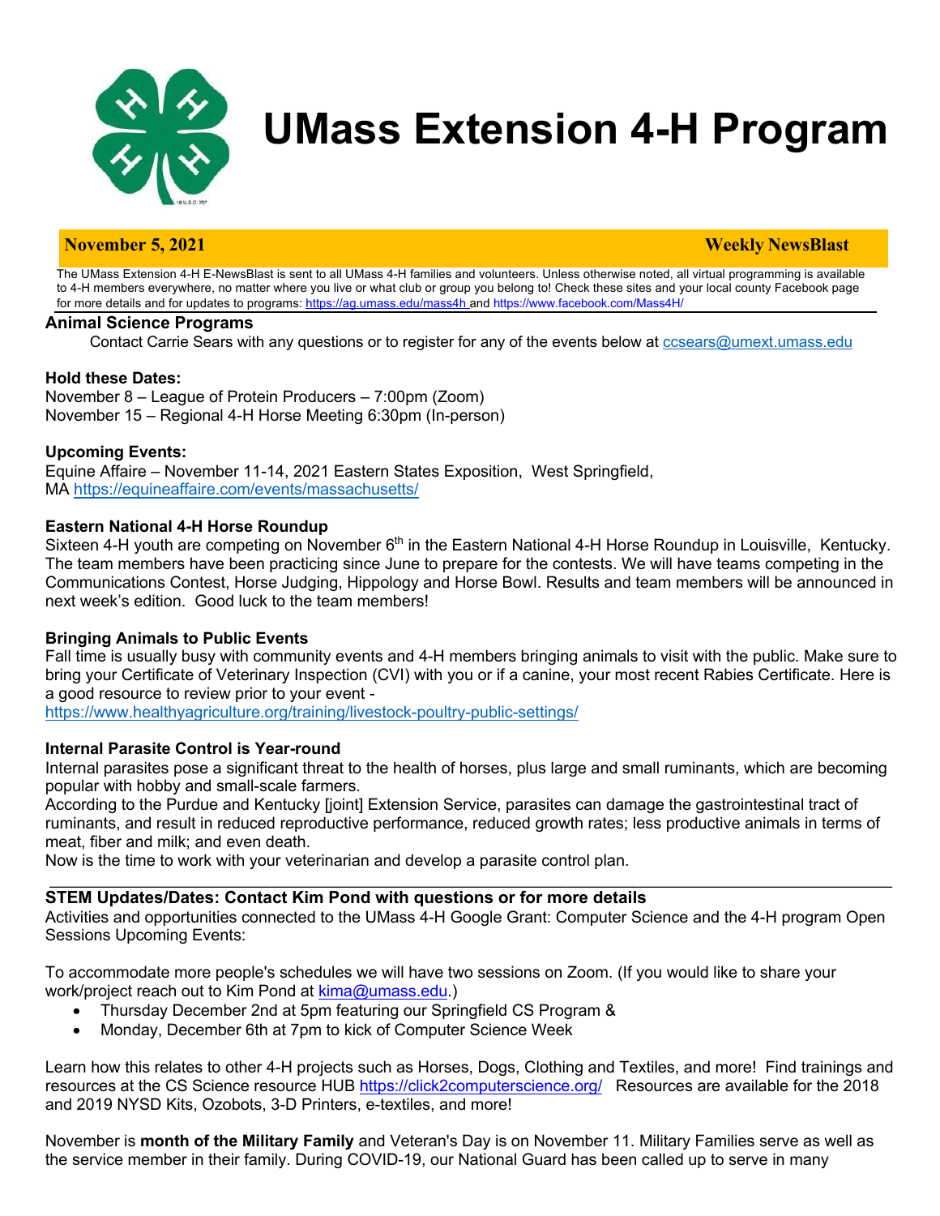# UMass Extension 4-H Program

**November 5, 2021** **Weekly NewsBlast**

The UMass Extension 4-H E-NewsBlast is sent to all UMass 4-H families and volunteers. Unless otherwise noted, all virtual programming is available to 4-H members everywhere, no matter where you live or what club or group you belong to! Check these sites and your local county Facebook page for more details and for updates to programs: https://ag.umass.edu/mass4h and https://www.facebook.com/Mass4H/

## Animal Science Programs

Contact Carrie Sears with any questions or to register for any of the events below at ccsears@umext.umass.edu

**Hold these Dates:**

November 8 – League of Protein Producers – 7:00pm (Zoom)
November 15 – Regional 4-H Horse Meeting 6:30pm (In-person)

**Upcoming Events:**

Equine Affaire – November 11-14, 2021 Eastern States Exposition, West Springfield, MA https://equineaffaire.com/events/massachusetts/

**Eastern National 4-H Horse Roundup**

Sixteen 4-H youth are competing on November 6th in the Eastern National 4-H Horse Roundup in Louisville, Kentucky. The team members have been practicing since June to prepare for the contests. We will have teams competing in the Communications Contest, Horse Judging, Hippology and Horse Bowl. Results and team members will be announced in next week's edition. Good luck to the team members!

**Bringing Animals to Public Events**

Fall time is usually busy with community events and 4-H members bringing animals to visit with the public. Make sure to bring your Certificate of Veterinary Inspection (CVI) with you or if a canine, your most recent Rabies Certificate. Here is a good resource to review prior to your event - https://www.healthyagriculture.org/training/livestock-poultry-public-settings/

**Internal Parasite Control is Year-round**

Internal parasites pose a significant threat to the health of horses, plus large and small ruminants, which are becoming popular with hobby and small-scale farmers.
According to the Purdue and Kentucky [joint] Extension Service, parasites can damage the gastrointestinal tract of ruminants, and result in reduced reproductive performance, reduced growth rates; less productive animals in terms of meat, fiber and milk; and even death.
Now is the time to work with your veterinarian and develop a parasite control plan.

---

**STEM Updates/Dates: Contact Kim Pond with questions or for more details**

Activities and opportunities connected to the UMass 4-H Google Grant: Computer Science and the 4-H program Open Sessions Upcoming Events:

To accommodate more people's schedules we will have two sessions on Zoom. (If you would like to share your work/project reach out to Kim Pond at kima@umass.edu.)

- Thursday December 2nd at 5pm featuring our Springfield CS Program &
- Monday, December 6th at 7pm to kick of Computer Science Week

Learn how this relates to other 4-H projects such as Horses, Dogs, Clothing and Textiles, and more! Find trainings and resources at the CS Science resource HUB https://click2computerscience.org/ Resources are available for the 2018 and 2019 NYSD Kits, Ozobots, 3-D Printers, e-textiles, and more!

November is **month of the Military Family** and Veteran's Day is on November 11. Military Families serve as well as the service member in their family. During COVID-19, our National Guard has been called up to serve in many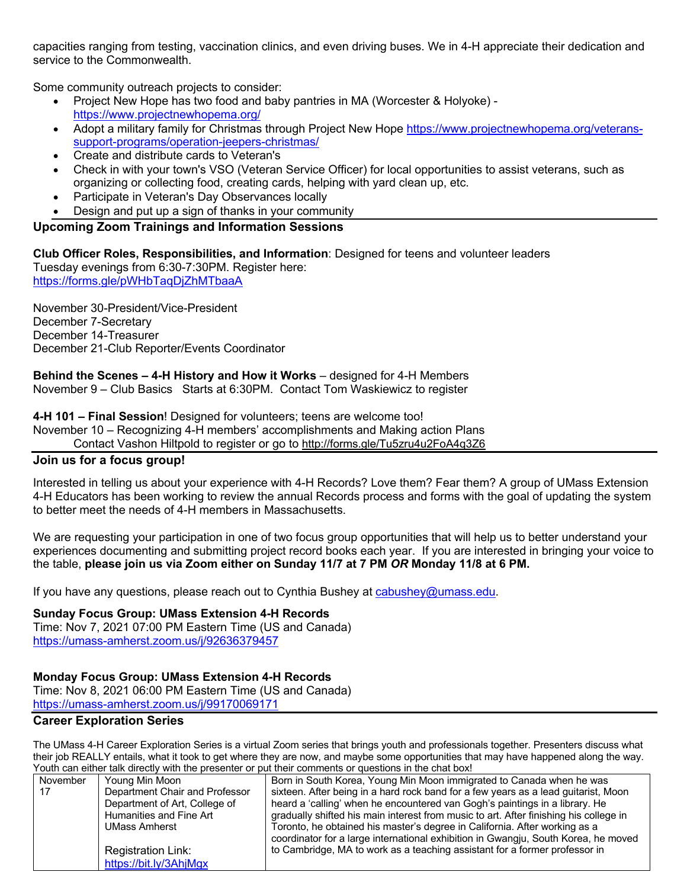capacities ranging from testing, vaccination clinics, and even driving buses. We in 4-H appreciate their dedication and service to the Commonwealth.

Some community outreach projects to consider:

- Project New Hope has two food and baby pantries in MA (Worcester & Holyoke) - https://www.projectnewhopema.org/
- Adopt a military family for Christmas through Project New Hope https://www.projectnewhopema.org/veterans-support-programs/operation-jeepers-christmas/
- Create and distribute cards to Veteran's
- Check in with your town's VSO (Veteran Service Officer) for local opportunities to assist veterans, such as organizing or collecting food, creating cards, helping with yard clean up, etc.
- Participate in Veteran's Day Observances locally
- Design and put up a sign of thanks in your community

## Upcoming Zoom Trainings and Information Sessions

**Club Officer Roles, Responsibilities, and Information**: Designed for teens and volunteer leaders
Tuesday evenings from 6:30-7:30PM. Register here:
https://forms.gle/pWHbTaqDjZhMTbaaA

November 30-President/Vice-President
December 7-Secretary
December 14-Treasurer
December 21-Club Reporter/Events Coordinator

**Behind the Scenes – 4-H History and How it Works** – designed for 4-H Members
November 9 – Club Basics Starts at 6:30PM. Contact Tom Waskiewicz to register

**4-H 101 – Final Session**! Designed for volunteers; teens are welcome too!
November 10 – Recognizing 4-H members' accomplishments and Making action Plans
Contact Vashon Hiltpold to register or go to http://forms.gle/Tu5zru4u2FoA4q3Z6

## Join us for a focus group!

Interested in telling us about your experience with 4-H Records? Love them? Fear them? A group of UMass Extension 4-H Educators has been working to review the annual Records process and forms with the goal of updating the system to better meet the needs of 4-H members in Massachusetts.

We are requesting your participation in one of two focus group opportunities that will help us to better understand your experiences documenting and submitting project record books each year. If you are interested in bringing your voice to the table, **please join us via Zoom either on Sunday 11/7 at 7 PM *OR* Monday 11/8 at 6 PM.**

If you have any questions, please reach out to Cynthia Bushey at cabushey@umass.edu.

**Sunday Focus Group: UMass Extension 4-H Records**
Time: Nov 7, 2021 07:00 PM Eastern Time (US and Canada)
https://umass-amherst.zoom.us/j/92636379457

**Monday Focus Group: UMass Extension 4-H Records**
Time: Nov 8, 2021 06:00 PM Eastern Time (US and Canada)
https://umass-amherst.zoom.us/j/99170069171

## Career Exploration Series

The UMass 4-H Career Exploration Series is a virtual Zoom series that brings youth and professionals together. Presenters discuss what their job REALLY entails, what it took to get where they are now, and maybe some opportunities that may have happened along the way. Youth can either talk directly with the presenter or put their comments or questions in the chat box!

| | | |
|---|---|---|
| November 17 | Young Min Moon<br>Department Chair and Professor<br>Department of Art, College of Humanities and Fine Art<br>UMass Amherst<br><br>Registration Link:<br>https://bit.ly/3AhjMgx | Born in South Korea, Young Min Moon immigrated to Canada when he was sixteen. After being in a hard rock band for a few years as a lead guitarist, Moon heard a 'calling' when he encountered van Gogh's paintings in a library. He gradually shifted his main interest from music to art. After finishing his college in Toronto, he obtained his master's degree in California. After working as a coordinator for a large international exhibition in Gwangju, South Korea, he moved to Cambridge, MA to work as a teaching assistant for a former professor in |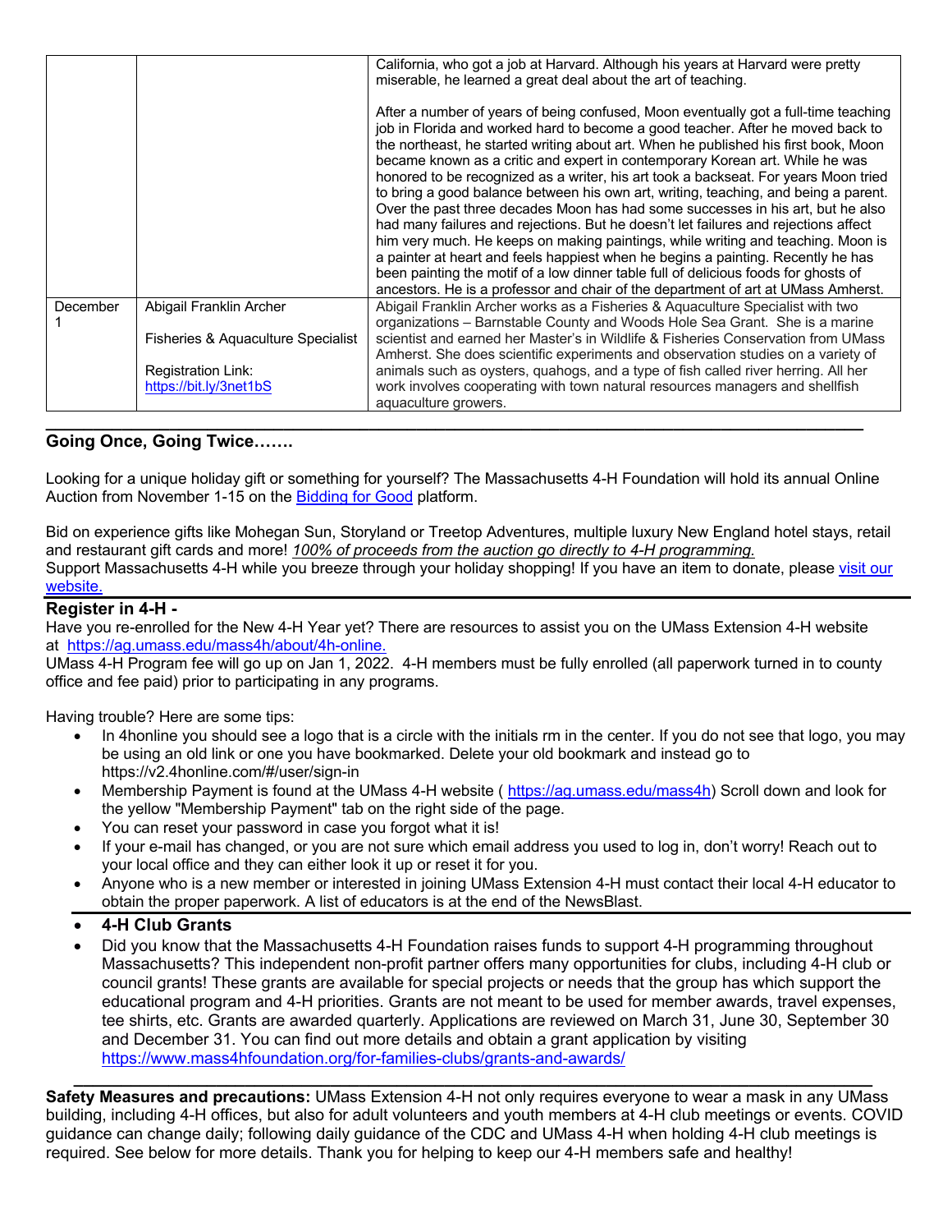| | | |
|---|---|---|
| | | California, who got a job at Harvard. Although his years at Harvard were pretty miserable, he learned a great deal about the art of teaching.<br><br>After a number of years of being confused, Moon eventually got a full-time teaching job in Florida and worked hard to become a good teacher. After he moved back to the northeast, he started writing about art. When he published his first book, Moon became known as a critic and expert in contemporary Korean art. While he was honored to be recognized as a writer, his art took a backseat. For years Moon tried to bring a good balance between his own art, writing, teaching, and being a parent. Over the past three decades Moon has had some successes in his art, but he also had many failures and rejections. But he doesn't let failures and rejections affect him very much. He keeps on making paintings, while writing and teaching. Moon is a painter at heart and feels happiest when he begins a painting. Recently he has been painting the motif of a low dinner table full of delicious foods for ghosts of ancestors. He is a professor and chair of the department of art at UMass Amherst. |
| December 1 | Abigail Franklin Archer<br><br>Fisheries & Aquaculture Specialist<br><br>Registration Link: https://bit.ly/3net1bS | Abigail Franklin Archer works as a Fisheries & Aquaculture Specialist with two organizations – Barnstable County and Woods Hole Sea Grant. She is a marine scientist and earned her Master's in Wildlife & Fisheries Conservation from UMass Amherst. She does scientific experiments and observation studies on a variety of animals such as oysters, quahogs, and a type of fish called river herring. All her work involves cooperating with town natural resources managers and shellfish aquaculture growers. |

---

**Going Once, Going Twice…….**

Looking for a unique holiday gift or something for yourself? The Massachusetts 4-H Foundation will hold its annual Online Auction from November 1-15 on the Bidding for Good platform.

Bid on experience gifts like Mohegan Sun, Storyland or Treetop Adventures, multiple luxury New England hotel stays, retail and restaurant gift cards and more! *100% of proceeds from the auction go directly to 4-H programming.*
Support Massachusetts 4-H while you breeze through your holiday shopping! If you have an item to donate, please visit our website.

---

**Register in 4-H -**
Have you re-enrolled for the New 4-H Year yet? There are resources to assist you on the UMass Extension 4-H website at https://ag.umass.edu/mass4h/about/4h-online.
UMass 4-H Program fee will go up on Jan 1, 2022. 4-H members must be fully enrolled (all paperwork turned in to county office and fee paid) prior to participating in any programs.

Having trouble? Here are some tips:

- In 4honline you should see a logo that is a circle with the initials rm in the center. If you do not see that logo, you may be using an old link or one you have bookmarked. Delete your old bookmark and instead go to https://v2.4honline.com/#/user/sign-in
- Membership Payment is found at the UMass 4-H website ( https://ag.umass.edu/mass4h) Scroll down and look for the yellow "Membership Payment" tab on the right side of the page.
- You can reset your password in case you forgot what it is!
- If your e-mail has changed, or you are not sure which email address you used to log in, don't worry! Reach out to your local office and they can either look it up or reset it for you.
- Anyone who is a new member or interested in joining UMass Extension 4-H must contact their local 4-H educator to obtain the proper paperwork. A list of educators is at the end of the NewsBlast.

---

- **4-H Club Grants**
- Did you know that the Massachusetts 4-H Foundation raises funds to support 4-H programming throughout Massachusetts? This independent non-profit partner offers many opportunities for clubs, including 4-H club or council grants! These grants are available for special projects or needs that the group has which support the educational program and 4-H priorities. Grants are not meant to be used for member awards, travel expenses, tee shirts, etc. Grants are awarded quarterly. Applications are reviewed on March 31, June 30, September 30 and December 31. You can find out more details and obtain a grant application by visiting https://www.mass4hfoundation.org/for-families-clubs/grants-and-awards/

---

**Safety Measures and precautions:** UMass Extension 4-H not only requires everyone to wear a mask in any UMass building, including 4-H offices, but also for adult volunteers and youth members at 4-H club meetings or events. COVID guidance can change daily; following daily guidance of the CDC and UMass 4-H when holding 4-H club meetings is required. See below for more details. Thank you for helping to keep our 4-H members safe and healthy!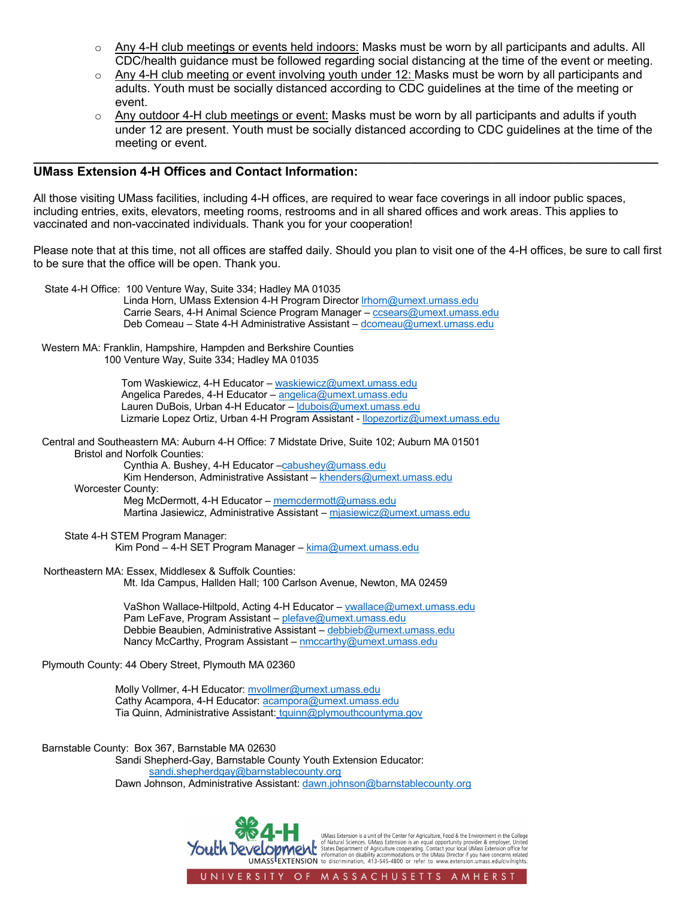- Any 4-H club meetings or events held indoors: Masks must be worn by all participants and adults. All CDC/health guidance must be followed regarding social distancing at the time of the event or meeting.
- Any 4-H club meeting or event involving youth under 12: Masks must be worn by all participants and adults. Youth must be socially distanced according to CDC guidelines at the time of the meeting or event.
- Any outdoor 4-H club meetings or event: Masks must be worn by all participants and adults if youth under 12 are present. Youth must be socially distanced according to CDC guidelines at the time of the meeting or event.

---

## UMass Extension 4-H Offices and Contact Information:

All those visiting UMass facilities, including 4-H offices, are required to wear face coverings in all indoor public spaces, including entries, exits, elevators, meeting rooms, restrooms and in all shared offices and work areas. This applies to vaccinated and non-vaccinated individuals. Thank you for your cooperation!

Please note that at this time, not all offices are staffed daily. Should you plan to visit one of the 4-H offices, be sure to call first to be sure that the office will be open. Thank you.

State 4-H Office: 100 Venture Way, Suite 334; Hadley MA 01035
- Linda Horn, UMass Extension 4-H Program Director lrhorn@umext.umass.edu
- Carrie Sears, 4-H Animal Science Program Manager – ccsears@umext.umass.edu
- Deb Comeau – State 4-H Administrative Assistant – dcomeau@umext.umass.edu

Western MA: Franklin, Hampshire, Hampden and Berkshire Counties
100 Venture Way, Suite 334; Hadley MA 01035

- Tom Waskiewicz, 4-H Educator – waskiewicz@umext.umass.edu
- Angelica Paredes, 4-H Educator – angelica@umext.umass.edu
- Lauren DuBois, Urban 4-H Educator – ldubois@umext.umass.edu
- Lizmarie Lopez Ortiz, Urban 4-H Program Assistant - llopezortiz@umext.umass.edu

Central and Southeastern MA: Auburn 4-H Office: 7 Midstate Drive, Suite 102; Auburn MA 01501

Bristol and Norfolk Counties:
- Cynthia A. Bushey, 4-H Educator –cabushey@umass.edu
- Kim Henderson, Administrative Assistant – khenders@umext.umass.edu

Worcester County:
- Meg McDermott, 4-H Educator – memcdermott@umass.edu
- Martina Jasiewicz, Administrative Assistant – mjasiewicz@umext.umass.edu

State 4-H STEM Program Manager:
- Kim Pond – 4-H SET Program Manager – kima@umext.umass.edu

Northeastern MA: Essex, Middlesex & Suffolk Counties:
Mt. Ida Campus, Hallden Hall; 100 Carlson Avenue, Newton, MA 02459

- VaShon Wallace-Hiltpold, Acting 4-H Educator – vwallace@umext.umass.edu
- Pam LeFave, Program Assistant – plefave@umext.umass.edu
- Debbie Beaubien, Administrative Assistant – debbieb@umext.umass.edu
- Nancy McCarthy, Program Assistant – nmccarthy@umext.umass.edu

Plymouth County: 44 Obery Street, Plymouth MA 02360

- Molly Vollmer, 4-H Educator: mvollmer@umext.umass.edu
- Cathy Acampora, 4-H Educator: acampora@umext.umass.edu
- Tia Quinn, Administrative Assistant: tquinn@plymouthcountyma.gov

Barnstable County: Box 367, Barnstable MA 02630
- Sandi Shepherd-Gay, Barnstable County Youth Extension Educator: sandi.shepherdgay@barnstablecounty.org
- Dawn Johnson, Administrative Assistant: dawn.johnson@barnstablecounty.org

4-H Youth Development UMASS EXTENSION

UMass Extension is a unit of the Center for Agriculture, Food & the Environment in the College of Natural Sciences. UMass Extension is an equal opportunity provider & employer, United States Department of Agriculture cooperating. Contact your local UMass Extension office for information on disability accommodations or the UMass Director if you have concerns related to discrimination, 413-545-4800 or refer to www.extension.umass.edu/civilrights.

UNIVERSITY OF MASSACHUSETTS AMHERST